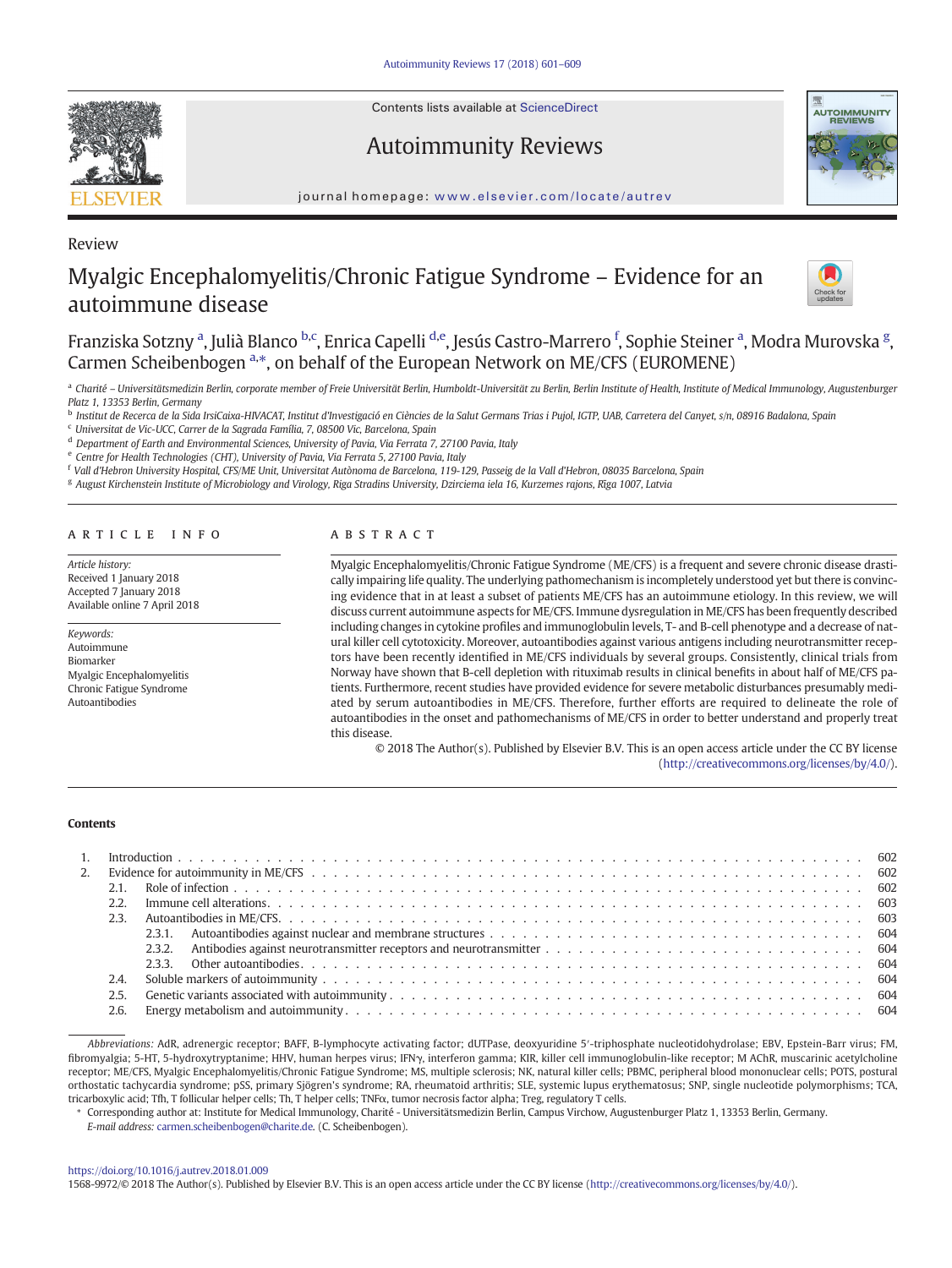Contents lists available at ScienceDirect

# Autoimmunity Reviews

journal homepage: www.elsevier.com/locate/autrev

Review

# Myalgic Encephalomyelitis/Chronic Fatigue Syndrome – Evidence for an autoimmune disease

Franziska Sotzny [a], Julià Blanco [b,c], Enrica Capelli [d,e], Jesús Castro-Marrero [f], Sophie Steiner [a], Modra Murovska [g], Carmen Scheibenbogen [a,*], on behalf of the European Network on ME/CFS (EUROMENE)

[a] Charité – Universitätsmedizin Berlin, corporate member of Freie Universität Berlin, Humboldt-Universität zu Berlin, Berlin Institute of Health, Institute of Medical Immunology, Augustenburger Platz 1, 13353 Berlin, Germany
[b] Institut de Recerca de la Sida IrsiCaixa-HIVACAT, Institut d'Investigació en Ciències de la Salut Germans Trias i Pujol, IGTP, UAB, Carretera del Canyet, s/n, 08916 Badalona, Spain
[c] Universitat de Vic-UCC, Carrer de la Sagrada Família, 7, 08500 Vic, Barcelona, Spain
[d] Department of Earth and Environmental Sciences, University of Pavia, Via Ferrata 7, 27100 Pavia, Italy
[e] Centre for Health Technologies (CHT), University of Pavia, Via Ferrata 5, 27100 Pavia, Italy
[f] Vall d'Hebron University Hospital, CFS/ME Unit, Universitat Autònoma de Barcelona, 119-129, Passeig de la Vall d'Hebron, 08035 Barcelona, Spain
[g] August Kirchenstein Institute of Microbiology and Virology, Riga Stradins University, Dzirciema iela 16, Kurzemes rajons, Riga 1007, Latvia

## ARTICLE INFO

*Article history:*
Received 1 January 2018
Accepted 7 January 2018
Available online 7 April 2018

*Keywords:*
Autoimmune
Biomarker
Myalgic Encephalomyelitis
Chronic Fatigue Syndrome
Autoantibodies

## ABSTRACT

Myalgic Encephalomyelitis/Chronic Fatigue Syndrome (ME/CFS) is a frequent and severe chronic disease drastically impairing life quality. The underlying pathomechanism is incompletely understood yet but there is convincing evidence that in at least a subset of patients ME/CFS has an autoimmune etiology. In this review, we will discuss current autoimmune aspects for ME/CFS. Immune dysregulation in ME/CFS has been frequently described including changes in cytokine profiles and immunoglobulin levels, T- and B-cell phenotype and a decrease of natural killer cell cytotoxicity. Moreover, autoantibodies against various antigens including neurotransmitter receptors have been recently identified in ME/CFS individuals by several groups. Consistently, clinical trials from Norway have shown that B-cell depletion with rituximab results in clinical benefits in about half of ME/CFS patients. Furthermore, recent studies have provided evidence for severe metabolic disturbances presumably mediated by serum autoantibodies in ME/CFS. Therefore, further efforts are required to delineate the role of autoantibodies in the onset and pathomechanisms of ME/CFS in order to better understand and properly treat this disease.

© 2018 The Author(s). Published by Elsevier B.V. This is an open access article under the CC BY license (http://creativecommons.org/licenses/by/4.0/).

## Contents

1. Introduction . . . 602
2. Evidence for autoimmunity in ME/CFS . . . 602
   - 2.1. Role of infection . . . 602
   - 2.2. Immune cell alterations . . . 603
   - 2.3. Autoantibodies in ME/CFS . . . 603
     - 2.3.1. Autoantibodies against nuclear and membrane structures . . . 604
     - 2.3.2. Antibodies against neurotransmitter receptors and neurotransmitter . . . 604
     - 2.3.3. Other autoantibodies . . . 604
   - 2.4. Soluble markers of autoimmunity . . . 604
   - 2.5. Genetic variants associated with autoimmunity . . . 604
   - 2.6. Energy metabolism and autoimmunity . . . 604

*Abbreviations:* AdR, adrenergic receptor; BAFF, B-lymphocyte activating factor; dUTPase, deoxyuridine 5′-triphosphate nucleotidohydrolase; EBV, Epstein-Barr virus; FM, fibromyalgia; 5-HT, 5-hydroxytryptanime; HHV, human herpes virus; IFNγ, interferon gamma; KIR, killer cell immunoglobulin-like receptor; M AChR, muscarinic acetylcholine receptor; ME/CFS, Myalgic Encephalomyelitis/Chronic Fatigue Syndrome; MS, multiple sclerosis; NK, natural killer cells; PBMC, peripheral blood mononuclear cells; POTS, postural orthostatic tachycardia syndrome; pSS, primary Sjögren's syndrome; RA, rheumatoid arthritis; SLE, systemic lupus erythematosus; SNP, single nucleotide polymorphisms; TCA, tricarboxylic acid; Tfh, T follicular helper cells; Th, T helper cells; TNFα, tumor necrosis factor alpha; Treg, regulatory T cells.

* Corresponding author at: Institute for Medical Immunology, Charité - Universitätsmedizin Berlin, Campus Virchow, Augustenburger Platz 1, 13353 Berlin, Germany.
*E-mail address:* carmen.scheibenbogen@charite.de. (C. Scheibenbogen).

https://doi.org/10.1016/j.autrev.2018.01.009
1568-9972/© 2018 The Author(s). Published by Elsevier B.V. This is an open access article under the CC BY license (http://creativecommons.org/licenses/by/4.0/).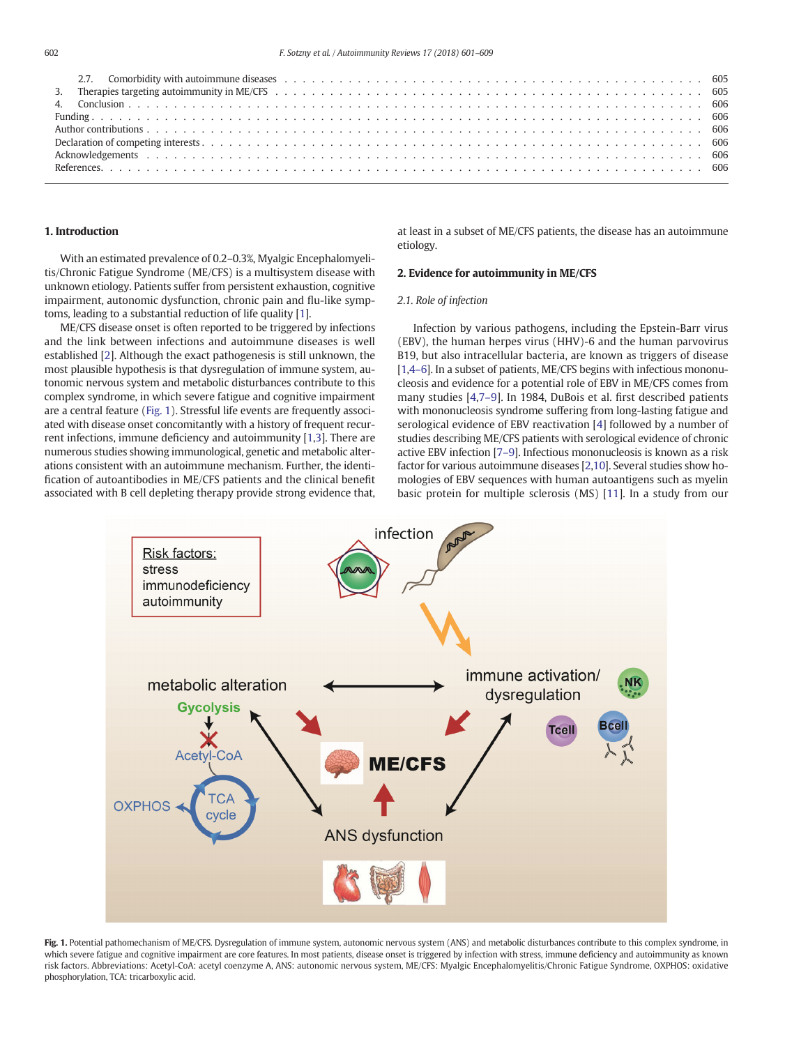| | | |
|---|---|---|
| 2.7. | Comorbidity with autoimmune diseases | 605 |
| 3. | Therapies targeting autoimmunity in ME/CFS | 605 |
| 4. | Conclusion | 606 |
| Funding | | 606 |
| Author contributions | | 606 |
| Declaration of competing interests | | 606 |
| Acknowledgements | | 606 |
| References | | 606 |

## 1. Introduction

With an estimated prevalence of 0.2–0.3%, Myalgic Encephalomyelitis/Chronic Fatigue Syndrome (ME/CFS) is a multisystem disease with unknown etiology. Patients suffer from persistent exhaustion, cognitive impairment, autonomic dysfunction, chronic pain and flu-like symptoms, leading to a substantial reduction of life quality [1].

ME/CFS disease onset is often reported to be triggered by infections and the link between infections and autoimmune diseases is well established [2]. Although the exact pathogenesis is still unknown, the most plausible hypothesis is that dysregulation of immune system, autonomic nervous system and metabolic disturbances contribute to this complex syndrome, in which severe fatigue and cognitive impairment are a central feature (Fig. 1). Stressful life events are frequently associated with disease onset concomitantly with a history of frequent recurrent infections, immune deficiency and autoimmunity [1,3]. There are numerous studies showing immunological, genetic and metabolic alterations consistent with an autoimmune mechanism. Further, the identification of autoantibodies in ME/CFS patients and the clinical benefit associated with B cell depleting therapy provide strong evidence that, at least in a subset of ME/CFS patients, the disease has an autoimmune etiology.

## 2. Evidence for autoimmunity in ME/CFS

### 2.1. Role of infection

Infection by various pathogens, including the Epstein-Barr virus (EBV), the human herpes virus (HHV)-6 and the human parvovirus B19, but also intracellular bacteria, are known as triggers of disease [1,4–6]. In a subset of patients, ME/CFS begins with infectious mononucleosis and evidence for a potential role of EBV in ME/CFS comes from many studies [4,7–9]. In 1984, DuBois et al. first described patients with mononucleosis syndrome suffering from long-lasting fatigue and serological evidence of EBV reactivation [4] followed by a number of studies describing ME/CFS patients with serological evidence of chronic active EBV infection [7–9]. Infectious mononucleosis is known as a risk factor for various autoimmune diseases [2,10]. Several studies show homologies of EBV sequences with human autoantigens such as myelin basic protein for multiple sclerosis (MS) [11]. In a study from our

**Fig. 1.** Potential pathomechanism of ME/CFS. Dysregulation of immune system, autonomic nervous system (ANS) and metabolic disturbances contribute to this complex syndrome, in which severe fatigue and cognitive impairment are core features. In most patients, disease onset is triggered by infection with stress, immune deficiency and autoimmunity as known risk factors. Abbreviations: Acetyl-CoA: acetyl coenzyme A, ANS: autonomic nervous system, ME/CFS: Myalgic Encephalomyelitis/Chronic Fatigue Syndrome, OXPHOS: oxidative phosphorylation, TCA: tricarboxylic acid.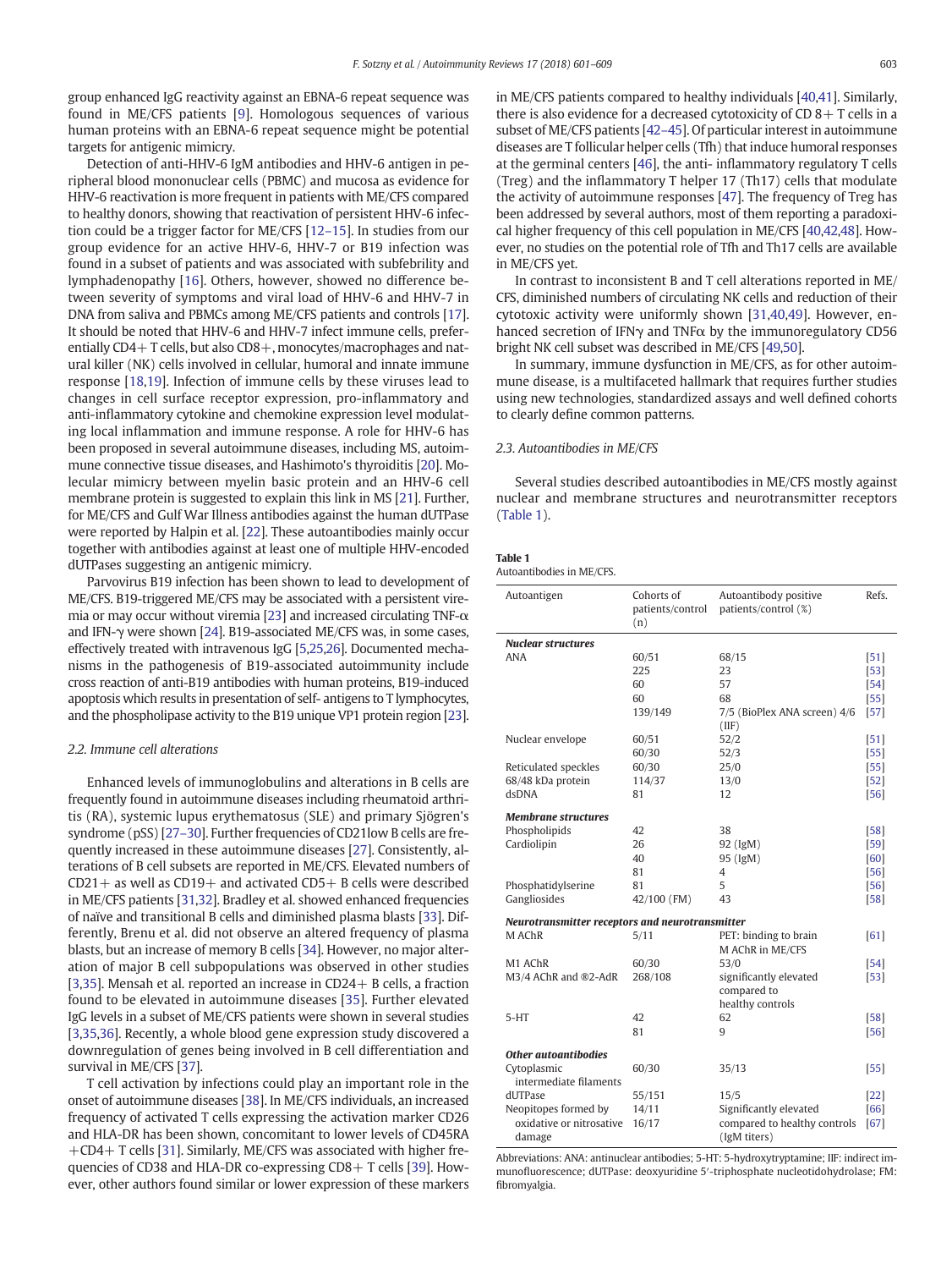group enhanced IgG reactivity against an EBNA-6 repeat sequence was found in ME/CFS patients [9]. Homologous sequences of various human proteins with an EBNA-6 repeat sequence might be potential targets for antigenic mimicry.

Detection of anti-HHV-6 IgM antibodies and HHV-6 antigen in peripheral blood mononuclear cells (PBMC) and mucosa as evidence for HHV-6 reactivation is more frequent in patients with ME/CFS compared to healthy donors, showing that reactivation of persistent HHV-6 infection could be a trigger factor for ME/CFS [12–15]. In studies from our group evidence for an active HHV-6, HHV-7 or B19 infection was found in a subset of patients and was associated with subfebrility and lymphadenopathy [16]. Others, however, showed no difference between severity of symptoms and viral load of HHV-6 and HHV-7 in DNA from saliva and PBMCs among ME/CFS patients and controls [17]. It should be noted that HHV-6 and HHV-7 infect immune cells, preferentially CD4+ T cells, but also CD8+, monocytes/macrophages and natural killer (NK) cells involved in cellular, humoral and innate immune response [18,19]. Infection of immune cells by these viruses lead to changes in cell surface receptor expression, pro-inflammatory and anti-inflammatory cytokine and chemokine expression level modulating local inflammation and immune response. A role for HHV-6 has been proposed in several autoimmune diseases, including MS, autoimmune connective tissue diseases, and Hashimoto's thyroiditis [20]. Molecular mimicry between myelin basic protein and an HHV-6 cell membrane protein is suggested to explain this link in MS [21]. Further, for ME/CFS and Gulf War Illness antibodies against the human dUTPase were reported by Halpin et al. [22]. These autoantibodies mainly occur together with antibodies against at least one of multiple HHV-encoded dUTPases suggesting an antigenic mimicry.

Parvovirus B19 infection has been shown to lead to development of ME/CFS. B19-triggered ME/CFS may be associated with a persistent viremia or may occur without viremia [23] and increased circulating TNF-α and IFN-γ were shown [24]. B19-associated ME/CFS was, in some cases, effectively treated with intravenous IgG [5,25,26]. Documented mechanisms in the pathogenesis of B19-associated autoimmunity include cross reaction of anti-B19 antibodies with human proteins, B19-induced apoptosis which results in presentation of self- antigens to T lymphocytes, and the phospholipase activity to the B19 unique VP1 protein region [23].

### 2.2. Immune cell alterations

Enhanced levels of immunoglobulins and alterations in B cells are frequently found in autoimmune diseases including rheumatoid arthritis (RA), systemic lupus erythematosus (SLE) and primary Sjögren's syndrome (pSS) [27–30]. Further frequencies of CD21low B cells are frequently increased in these autoimmune diseases [27]. Consistently, alterations of B cell subsets are reported in ME/CFS. Elevated numbers of CD21+ as well as CD19+ and activated CD5+ B cells were described in ME/CFS patients [31,32]. Bradley et al. showed enhanced frequencies of naïve and transitional B cells and diminished plasma blasts [33]. Differently, Brenu et al. did not observe an altered frequency of plasma blasts, but an increase of memory B cells [34]. However, no major alteration of major B cell subpopulations was observed in other studies [3,35]. Mensah et al. reported an increase in CD24+ B cells, a fraction found to be elevated in autoimmune diseases [35]. Further elevated IgG levels in a subset of ME/CFS patients were shown in several studies [3,35,36]. Recently, a whole blood gene expression study discovered a downregulation of genes being involved in B cell differentiation and survival in ME/CFS [37].

T cell activation by infections could play an important role in the onset of autoimmune diseases [38]. In ME/CFS individuals, an increased frequency of activated T cells expressing the activation marker CD26 and HLA-DR has been shown, concomitant to lower levels of CD45RA+CD4+ T cells [31]. Similarly, ME/CFS was associated with higher frequencies of CD38 and HLA-DR co-expressing CD8+ T cells [39]. However, other authors found similar or lower expression of these markers in ME/CFS patients compared to healthy individuals [40,41]. Similarly, there is also evidence for a decreased cytotoxicity of CD 8+ T cells in a subset of ME/CFS patients [42–45]. Of particular interest in autoimmune diseases are T follicular helper cells (Tfh) that induce humoral responses at the germinal centers [46], the anti- inflammatory regulatory T cells (Treg) and the inflammatory T helper 17 (Th17) cells that modulate the activity of autoimmune responses [47]. The frequency of Treg has been addressed by several authors, most of them reporting a paradoxical higher frequency of this cell population in ME/CFS [40,42,48]. However, no studies on the potential role of Tfh and Th17 cells are available in ME/CFS yet.

In contrast to inconsistent B and T cell alterations reported in ME/CFS, diminished numbers of circulating NK cells and reduction of their cytotoxic activity were uniformly shown [31,40,49]. However, enhanced secretion of IFNγ and TNFα by the immunoregulatory CD56 bright NK cell subset was described in ME/CFS [49,50].

In summary, immune dysfunction in ME/CFS, as for other autoimmune disease, is a multifaceted hallmark that requires further studies using new technologies, standardized assays and well defined cohorts to clearly define common patterns.

### 2.3. Autoantibodies in ME/CFS

Several studies described autoantibodies in ME/CFS mostly against nuclear and membrane structures and neurotransmitter receptors (Table 1).

**Table 1**
Autoantibodies in ME/CFS.

| Autoantigen | Cohorts of patients/control (n) | Autoantibody positive patients/control (%) | Refs. |
|---|---|---|---|
| ***Nuclear structures*** | | | |
| ANA | 60/51 | 68/15 | [51] |
| | 225 | 23 | [53] |
| | 60 | 57 | [54] |
| | 60 | 68 | [55] |
| | 139/149 | 7/5 (BioPlex ANA screen) 4/6 (IIF) | [57] |
| Nuclear envelope | 60/51 | 52/2 | [51] |
| | 60/30 | 52/3 | [55] |
| Reticulated speckles | 60/30 | 25/0 | [55] |
| 68/48 kDa protein | 114/37 | 13/0 | [52] |
| dsDNA | 81 | 12 | [56] |
| ***Membrane structures*** | | | |
| Phospholipids | 42 | 38 | [58] |
| Cardiolipin | 26 | 92 (IgM) | [59] |
| | 40 | 95 (IgM) | [60] |
| | 81 | 4 | [56] |
| Phosphatidylserine | 81 | 5 | [56] |
| Gangliosides | 42/100 (FM) | 43 | [58] |
| ***Neurotransmitter receptors and neurotransmitter*** | | | |
| M AChR | 5/11 | PET: binding to brain M AChR in ME/CFS | [61] |
| M1 AChR | 60/30 | 53/0 | [54] |
| M3/4 AChR and ®2-AdR | 268/108 | significantly elevated compared to healthy controls | [53] |
| 5-HT | 42 | 62 | [58] |
| | 81 | 9 | [56] |
| ***Other autoantibodies*** | | | |
| Cytoplasmic intermediate filaments | 60/30 | 35/13 | [55] |
| dUTPase | 55/151 | 15/5 | [22] |
| Neopitopes formed by oxidative or nitrosative damage | 14/11<br>16/17 | Significantly elevated compared to healthy controls (IgM titers) | [66]<br>[67] |

Abbreviations: ANA: antinuclear antibodies; 5-HT: 5-hydroxytryptamine; IIF: indirect immunofluorescence; dUTPase: deoxyuridine 5′-triphosphate nucleotidohydrolase; FM: fibromyalgia.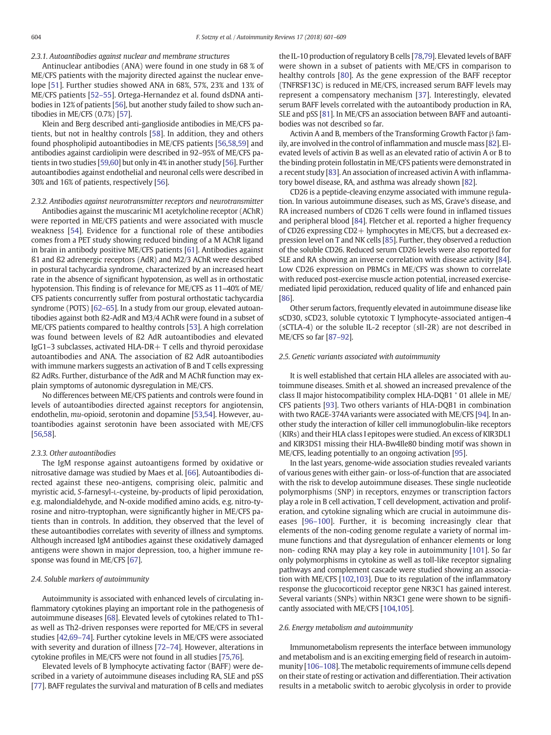#### 2.3.1. Autoantibodies against nuclear and membrane structures

Antinuclear antibodies (ANA) were found in one study in 68 % of ME/CFS patients with the majority directed against the nuclear envelope [51]. Further studies showed ANA in 68%, 57%, 23% and 13% of ME/CFS patients [52–55]. Ortega-Hernandez et al. found dsDNA antibodies in 12% of patients [56], but another study failed to show such antibodies in ME/CFS (0.7%) [57].

Klein and Berg described anti-ganglioside antibodies in ME/CFS patients, but not in healthy controls [58]. In addition, they and others found phospholipid autoantibodies in ME/CFS patients [56,58,59] and antibodies against cardiolipin were described in 92–95% of ME/CFS patients in two studies [59,60] but only in 4% in another study [56]. Further autoantibodies against endothelial and neuronal cells were described in 30% and 16% of patients, respectively [56].

#### 2.3.2. Antibodies against neurotransmitter receptors and neurotransmitter

Antibodies against the muscarinic M1 acetylcholine receptor (AChR) were reported in ME/CFS patients and were associated with muscle weakness [54]. Evidence for a functional role of these antibodies comes from a PET study showing reduced binding of a M AChR ligand in brain in antibody positive ME/CFS patients [61]. Antibodies against ß1 and ß2 adrenergic receptors (AdR) and M2/3 AChR were described in postural tachycardia syndrome, characterized by an increased heart rate in the absence of significant hypotension, as well as in orthostatic hypotension. This finding is of relevance for ME/CFS as 11–40% of ME/CFS patients concurrently suffer from postural orthostatic tachycardia syndrome (POTS) [62–65]. In a study from our group, elevated autoantibodies against both ß2-AdR and M3/4 AChR were found in a subset of ME/CFS patients compared to healthy controls [53]. A high correlation was found between levels of ß2 AdR autoantibodies and elevated IgG1–3 subclasses, activated HLA-DR+ T cells and thyroid peroxidase autoantibodies and ANA. The association of ß2 AdR autoantibodies with immune markers suggests an activation of B and T cells expressing ß2 AdRs. Further, disturbance of the AdR and M AChR function may explain symptoms of autonomic dysregulation in ME/CFS.

No differences between ME/CFS patients and controls were found in levels of autoantibodies directed against receptors for angiotensin, endothelin, *mu*-opioid, serotonin and dopamine [53,54]. However, autoantibodies against serotonin have been associated with ME/CFS [56,58].

#### 2.3.3. Other autoantibodies

The IgM response against autoantigens formed by oxidative or nitrosative damage was studied by Maes et al. [66]. Autoantibodies directed against these neo-antigens, comprising oleic, palmitic and myristic acid, *S*-farnesyl-L-cysteine, by-products of lipid peroxidation, e.g. malondialdehyde, and N-oxide modified amino acids, e.g. nitro-tyrosine and nitro-tryptophan, were significantly higher in ME/CFS patients than in controls. In addition, they observed that the level of these autoantibodies correlates with severity of illness and symptoms. Although increased IgM antibodies against these oxidatively damaged antigens were shown in major depression, too, a higher immune response was found in ME/CFS [67].

### 2.4. Soluble markers of autoimmunity

Autoimmunity is associated with enhanced levels of circulating inflammatory cytokines playing an important role in the pathogenesis of autoimmune diseases [68]. Elevated levels of cytokines related to Th1- as well as Th2-driven responses were reported for ME/CFS in several studies [42,69–74]. Further cytokine levels in ME/CFS were associated with severity and duration of illness [72–74]. However, alterations in cytokine profiles in ME/CFS were not found in all studies [75,76].

Elevated levels of B lymphocyte activating factor (BAFF) were described in a variety of autoimmune diseases including RA, SLE and pSS [77]. BAFF regulates the survival and maturation of B cells and mediates the IL-10 production of regulatory B cells [78,79]. Elevated levels of BAFF were shown in a subset of patients with ME/CFS in comparison to healthy controls [80]. As the gene expression of the BAFF receptor (TNFRSF13C) is reduced in ME/CFS, increased serum BAFF levels may represent a compensatory mechanism [37]. Interestingly, elevated serum BAFF levels correlated with the autoantibody production in RA, SLE and pSS [81]. In ME/CFS an association between BAFF and autoantibodies was not described so far.

Activin A and B, members of the Transforming Growth Factor β family, are involved in the control of inflammation and muscle mass [82]. Elevated levels of activin B as well as an elevated ratio of activin A or B to the binding protein follostatin in ME/CFS patients were demonstrated in a recent study [83]. An association of increased activin A with inflammatory bowel disease, RA, and asthma was already shown [82].

CD26 is a peptide-cleaving enzyme associated with immune regulation. In various autoimmune diseases, such as MS, Grave's disease, and RA increased numbers of CD26 T cells were found in inflamed tissues and peripheral blood [84]. Fletcher et al. reported a higher frequency of CD26 expressing CD2+ lymphocytes in ME/CFS, but a decreased expression level on T and NK cells [85]. Further, they observed a reduction of the soluble CD26. Reduced serum CD26 levels were also reported for SLE and RA showing an inverse correlation with disease activity [84]. Low CD26 expression on PBMCs in ME/CFS was shown to correlate with reduced post-exercise muscle action potential, increased exercise-mediated lipid peroxidation, reduced quality of life and enhanced pain [86].

Other serum factors, frequently elevated in autoimmune disease like sCD30, sCD23, soluble cytotoxic T lymphocyte-associated antigen-4 (sCTLA-4) or the soluble IL-2 receptor (sIl-2R) are not described in ME/CFS so far [87–92].

### 2.5. Genetic variants associated with autoimmunity

It is well established that certain HLA alleles are associated with autoimmune diseases. Smith et al. showed an increased prevalence of the class II major histocompatibility complex HLA-DQB1 * 01 allele in ME/CFS patients [93]. Two others variants of HLA-DQB1 in combination with two RAGE-374A variants were associated with ME/CFS [94]. In another study the interaction of killer cell immunoglobulin-like receptors (KIRs) and their HLA class I epitopes were studied. An excess of KIR3DL1 and KIR3DS1 missing their HLA-Bw4Ile80 binding motif was shown in ME/CFS, leading potentially to an ongoing activation [95].

In the last years, genome-wide association studies revealed variants of various genes with either gain- or loss-of-function that are associated with the risk to develop autoimmune diseases. These single nucleotide polymorphisms (SNP) in receptors, enzymes or transcription factors play a role in B cell activation, T cell development, activation and proliferation, and cytokine signaling which are crucial in autoimmune diseases [96–100]. Further, it is becoming increasingly clear that elements of the non-coding genome regulate a variety of normal immune functions and that dysregulation of enhancer elements or long non- coding RNA may play a key role in autoimmunity [101]. So far only polymorphisms in cytokine as well as toll-like receptor signaling pathways and complement cascade were studied showing an association with ME/CFS [102,103]. Due to its regulation of the inflammatory response the glucocorticoid receptor gene NR3C1 has gained interest. Several variants (SNPs) within NR3C1 gene were shown to be significantly associated with ME/CFS [104,105].

### 2.6. Energy metabolism and autoimmunity

Immunometabolism represents the interface between immunology and metabolism and is an exciting emerging field of research in autoimmunity [106–108]. The metabolic requirements of immune cells depend on their state of resting or activation and differentiation. Their activation results in a metabolic switch to aerobic glycolysis in order to provide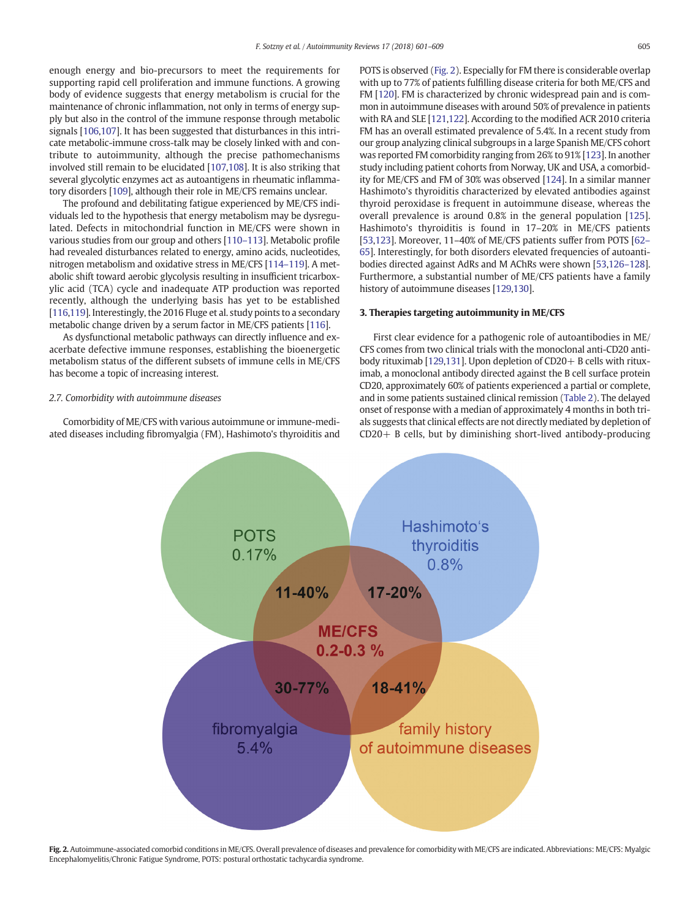enough energy and bio-precursors to meet the requirements for supporting rapid cell proliferation and immune functions. A growing body of evidence suggests that energy metabolism is crucial for the maintenance of chronic inflammation, not only in terms of energy supply but also in the control of the immune response through metabolic signals [106,107]. It has been suggested that disturbances in this intricate metabolic-immune cross-talk may be closely linked with and contribute to autoimmunity, although the precise pathomechanisms involved still remain to be elucidated [107,108]. It is also striking that several glycolytic enzymes act as autoantigens in rheumatic inflammatory disorders [109], although their role in ME/CFS remains unclear.

The profound and debilitating fatigue experienced by ME/CFS individuals led to the hypothesis that energy metabolism may be dysregulated. Defects in mitochondrial function in ME/CFS were shown in various studies from our group and others [110–113]. Metabolic profile had revealed disturbances related to energy, amino acids, nucleotides, nitrogen metabolism and oxidative stress in ME/CFS [114–119]. A metabolic shift toward aerobic glycolysis resulting in insufficient tricarboxylic acid (TCA) cycle and inadequate ATP production was reported recently, although the underlying basis has yet to be established [116,119]. Interestingly, the 2016 Fluge et al. study points to a secondary metabolic change driven by a serum factor in ME/CFS patients [116].

As dysfunctional metabolic pathways can directly influence and exacerbate defective immune responses, establishing the bioenergetic metabolism status of the different subsets of immune cells in ME/CFS has become a topic of increasing interest.

### 2.7. Comorbidity with autoimmune diseases

Comorbidity of ME/CFS with various autoimmune or immune-mediated diseases including fibromyalgia (FM), Hashimoto's thyroiditis and POTS is observed (Fig. 2). Especially for FM there is considerable overlap with up to 77% of patients fulfilling disease criteria for both ME/CFS and FM [120]. FM is characterized by chronic widespread pain and is common in autoimmune diseases with around 50% of prevalence in patients with RA and SLE [121,122]. According to the modified ACR 2010 criteria FM has an overall estimated prevalence of 5.4%. In a recent study from our group analyzing clinical subgroups in a large Spanish ME/CFS cohort was reported FM comorbidity ranging from 26% to 91% [123]. In another study including patient cohorts from Norway, UK and USA, a comorbidity for ME/CFS and FM of 30% was observed [124]. In a similar manner Hashimoto's thyroiditis characterized by elevated antibodies against thyroid peroxidase is frequent in autoimmune disease, whereas the overall prevalence is around 0.8% in the general population [125]. Hashimoto's thyroiditis is found in 17–20% in ME/CFS patients [53,123]. Moreover, 11–40% of ME/CFS patients suffer from POTS [62–65]. Interestingly, for both disorders elevated frequencies of autoantibodies directed against AdRs and M AChRs were shown [53,126–128]. Furthermore, a substantial number of ME/CFS patients have a family history of autoimmune diseases [129,130].

## 3. Therapies targeting autoimmunity in ME/CFS

First clear evidence for a pathogenic role of autoantibodies in ME/CFS comes from two clinical trials with the monoclonal anti-CD20 antibody rituximab [129,131]. Upon depletion of CD20+ B cells with rituximab, a monoclonal antibody directed against the B cell surface protein CD20, approximately 60% of patients experienced a partial or complete, and in some patients sustained clinical remission (Table 2). The delayed onset of response with a median of approximately 4 months in both trials suggests that clinical effects are not directly mediated by depletion of CD20+ B cells, but by diminishing short-lived antibody-producing

**Fig. 2.** Autoimmune-associated comorbid conditions in ME/CFS. Overall prevalence of diseases and prevalence for comorbidity with ME/CFS are indicated. Abbreviations: ME/CFS: Myalgic Encephalomyelitis/Chronic Fatigue Syndrome, POTS: postural orthostatic tachycardia syndrome.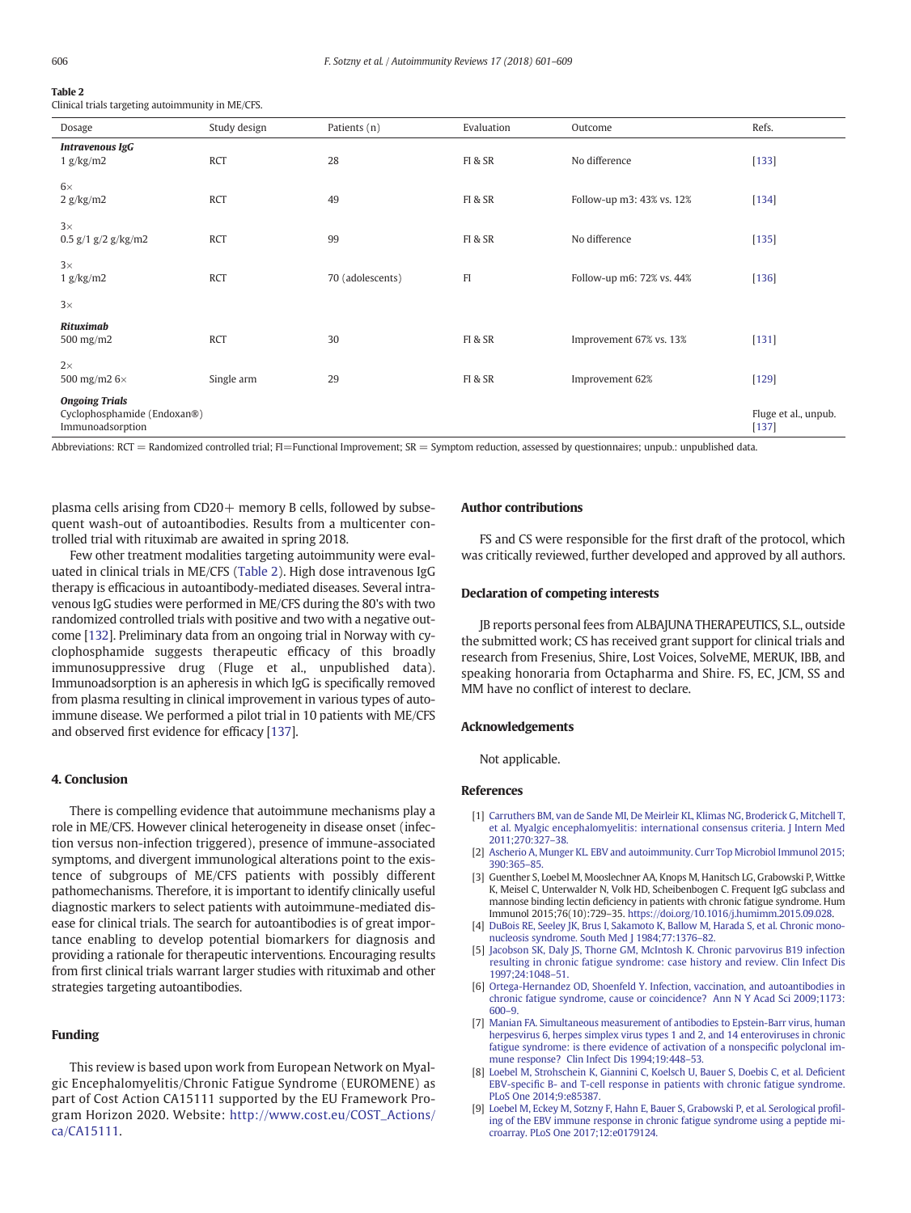**Table 2**
Clinical trials targeting autoimmunity in ME/CFS.

| Dosage | Study design | Patients (n) | Evaluation | Outcome | Refs. |
|---|---|---|---|---|---|
| ***Intravenous IgG*** | | | | | |
| 1 g/kg/m2 | RCT | 28 | FI & SR | No difference | [133] |
| 6× | | | | | |
| 2 g/kg/m2 | RCT | 49 | FI & SR | Follow-up m3: 43% vs. 12% | [134] |
| 3× | | | | | |
| 0.5 g/1 g/2 g/kg/m2 | RCT | 99 | FI & SR | No difference | [135] |
| 3× | | | | | |
| 1 g/kg/m2 | RCT | 70 (adolescents) | FI | Follow-up m6: 72% vs. 44% | [136] |
| 3× | | | | | |
| ***Rituximab*** | | | | | |
| 500 mg/m2 | RCT | 30 | FI & SR | Improvement 67% vs. 13% | [131] |
| 2× | | | | | |
| 500 mg/m2 6× | Single arm | 29 | FI & SR | Improvement 62% | [129] |
| ***Ongoing Trials*** | | | | | |
| Cyclophosphamide (Endoxan®) | | | | | Flüge et al., unpub. |
| Immunoadsorption | | | | | [137] |

Abbreviations: RCT = Randomized controlled trial; FI=Functional Improvement; SR = Symptom reduction, assessed by questionnaires; unpub.: unpublished data.

plasma cells arising from CD20+ memory B cells, followed by subsequent wash-out of autoantibodies. Results from a multicenter controlled trial with rituximab are awaited in spring 2018.

Few other treatment modalities targeting autoimmunity were evaluated in clinical trials in ME/CFS (Table 2). High dose intravenous IgG therapy is efficacious in autoantibody-mediated diseases. Several intravenous IgG studies were performed in ME/CFS during the 80's with two randomized controlled trials with positive and two with a negative outcome [132]. Preliminary data from an ongoing trial in Norway with cyclophosphamide suggests therapeutic efficacy of this broadly immunosuppressive drug (Fluge et al., unpublished data). Immunoadsorption is an apheresis in which IgG is specifically removed from plasma resulting in clinical improvement in various types of autoimmune disease. We performed a pilot trial in 10 patients with ME/CFS and observed first evidence for efficacy [137].

## 4. Conclusion

There is compelling evidence that autoimmune mechanisms play a role in ME/CFS. However clinical heterogeneity in disease onset (infection versus non-infection triggered), presence of immune-associated symptoms, and divergent immunological alterations point to the existence of subgroups of ME/CFS patients with possibly different pathomechanisms. Therefore, it is important to identify clinically useful diagnostic markers to select patients with autoimmune-mediated disease for clinical trials. The search for autoantibodies is of great importance enabling to develop potential biomarkers for diagnosis and providing a rationale for therapeutic interventions. Encouraging results from first clinical trials warrant larger studies with rituximab and other strategies targeting autoantibodies.

## Funding

This review is based upon work from European Network on Myalgic Encephalomyelitis/Chronic Fatigue Syndrome (EUROMENE) as part of Cost Action CA15111 supported by the EU Framework Program Horizon 2020. Website: http://www.cost.eu/COST_Actions/ca/CA15111.

## Author contributions

FS and CS were responsible for the first draft of the protocol, which was critically reviewed, further developed and approved by all authors.

## Declaration of competing interests

JB reports personal fees from ALBAJUNA THERAPEUTICS, S.L., outside the submitted work; CS has received grant support for clinical trials and research from Fresenius, Shire, Lost Voices, SolveME, MERUK, IBB, and speaking honoraria from Octapharma and Shire. FS, EC, JCM, SS and MM have no conflict of interest to declare.

## Acknowledgements

Not applicable.

## References

[1] Carruthers BM, van de Sande MI, De Meirleir KL, Klimas NG, Broderick G, Mitchell T, et al. Myalgic encephalomyelitis: international consensus criteria. J Intern Med 2011;270:327–38.

[2] Ascherio A, Munger KL. EBV and autoimmunity. Curr Top Microbiol Immunol 2015; 390:365–85.

[3] Guenther S, Loebel M, Mooslechner AA, Knops M, Hanitsch LG, Grabowski P, Wittke K, Meisel C, Unterwalder N, Volk HD, Scheibenbogen C. Frequent IgG subclass and mannose binding lectin deficiency in patients with chronic fatigue syndrome. Hum Immunol 2015;76(10):729–35. https://doi.org/10.1016/j.humimm.2015.09.028.

[4] DuBois RE, Seeley JK, Brus I, Sakamoto K, Ballow M, Harada S, et al. Chronic mononucleosis syndrome. South Med J 1984;77:1376–82.

[5] Jacobson SK, Daly JS, Thorne GM, McIntosh K. Chronic parvovirus B19 infection resulting in chronic fatigue syndrome: case history and review. Clin Infect Dis 1997;24:1048–51.

[6] Ortega-Hernandez OD, Shoenfeld Y. Infection, vaccination, and autoantibodies in chronic fatigue syndrome, cause or coincidence? Ann N Y Acad Sci 2009;1173: 600–9.

[7] Manian FA. Simultaneous measurement of antibodies to Epstein-Barr virus, human herpesvirus 6, herpes simplex virus types 1 and 2, and 14 enteroviruses in chronic fatigue syndrome: is there evidence of activation of a nonspecific polyclonal immune response? Clin Infect Dis 1994;19:448–53.

[8] Loebel M, Strohschein K, Giannini C, Koelsch U, Bauer S, Doebis C, et al. Deficient EBV-specific B- and T-cell response in patients with chronic fatigue syndrome. PLoS One 2014;9:e85387.

[9] Loebel M, Eckey M, Sotzny F, Hahn E, Bauer S, Grabowski P, et al. Serological profiling of the EBV immune response in chronic fatigue syndrome using a peptide microarray. PLoS One 2017;12:e0179124.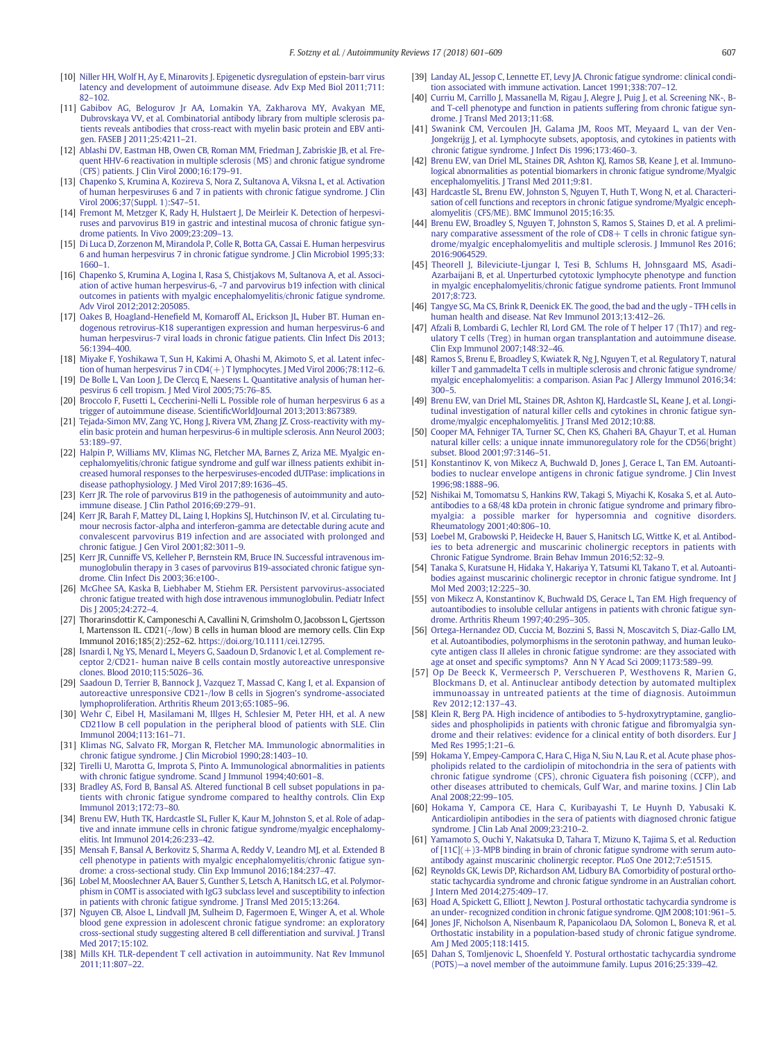[10] Niller HH, Wolf H, Ay E, Minarovits J. Epigenetic dysregulation of epstein-barr virus latency and development of autoimmune disease. Adv Exp Med Biol 2011;711: 82–102.

[11] Gabibov AG, Belogurov Jr AA, Lomakin YA, Zakharova MY, Avakyan ME, Dubrovskaya VV, et al. Combinatorial antibody library from multiple sclerosis patients reveals antibodies that cross-react with myelin basic protein and EBV antigen. FASEB J 2011;25:4211–21.

[12] Ablashi DV, Eastman HB, Owen CB, Roman MM, Friedman J, Zabriskie JB, et al. Frequent HHV-6 reactivation in multiple sclerosis (MS) and chronic fatigue syndrome (CFS) patients. J Clin Virol 2000;16:179–91.

[13] Chapenko S, Krumina A, Kozireva S, Nora Z, Sultanova A, Viksna L, et al. Activation of human herpesviruses 6 and 7 in patients with chronic fatigue syndrome. J Clin Virol 2006;37(Suppl. 1):S47–51.

[14] Fremont M, Metzger K, Rady H, Hulstaert J, De Meirleir K. Detection of herpesviruses and parvovirus B19 in gastric and intestinal mucosa of chronic fatigue syndrome patients. In Vivo 2009;23:209–13.

[15] Di Luca D, Zorzenon M, Mirandola P, Colle R, Botta GA, Cassai E. Human herpesvirus 6 and human herpesvirus 7 in chronic fatigue syndrome. J Clin Microbiol 1995;33: 1660–1.

[16] Chapenko S, Krumina A, Logina I, Rasa S, Chistjakovs M, Sultanova A, et al. Association of active human herpesvirus-6, -7 and parvovirus b19 infection with clinical outcomes in patients with myalgic encephalomyelitis/chronic fatigue syndrome. Adv Virol 2012;2012:205085.

[17] Oakes B, Hoagland-Henefield M, Komaroff AL, Erickson JL, Huber BT. Human endogenous retrovirus-K18 superantigen expression and human herpesvirus-6 and human herpesvirus-7 viral loads in chronic fatigue patients. Clin Infect Dis 2013; 56:1394–400.

[18] Miyake F, Yoshikawa T, Sun H, Kakimi A, Ohashi M, Akimoto S, et al. Latent infection of human herpesvirus 7 in CD4(+) T lymphocytes. J Med Virol 2006;78:112–6.

[19] De Bolle L, Van Loon J, De Clercq E, Naesens L. Quantitative analysis of human herpesvirus 6 cell tropism. J Med Virol 2005;75:76–85.

[20] Broccolo F, Fusetti L, Ceccherini-Nelli L. Possible role of human herpesvirus 6 as a trigger of autoimmune disease. ScientificWorldJournal 2013;2013:867389.

[21] Tejada-Simon MV, Zang YC, Hong J, Rivera VM, Zhang JZ. Cross-reactivity with myelin basic protein and human herpesvirus-6 in multiple sclerosis. Ann Neurol 2003; 53:189–97.

[22] Halpin P, Williams MV, Klimas NG, Fletcher MA, Barnes Z, Ariza ME. Myalgic encephalomyelitis/chronic fatigue syndrome and gulf war illness patients exhibit increased humoral responses to the herpesviruses-encoded dUTPase: implications in disease pathophysiology. J Med Virol 2017;89:1636–45.

[23] Kerr JR. The role of parvovirus B19 in the pathogenesis of autoimmunity and autoimmune disease. J Clin Pathol 2016;69:279–91.

[24] Kerr JR, Barah F, Mattey DL, Laing I, Hopkins SJ, Hutchinson IV, et al. Circulating tumour necrosis factor-alpha and interferon-gamma are detectable during acute and convalescent parvovirus B19 infection and are associated with prolonged and chronic fatigue. J Gen Virol 2001;82:3011–9.

[25] Kerr JR, Cunniffe VS, Kelleher P, Bernstein RM, Bruce IN. Successful intravenous immunoglobulin therapy in 3 cases of parvovirus B19-associated chronic fatigue syndrome. Clin Infect Dis 2003;36:e100-.

[26] McGhee SA, Kaska B, Liebhaber M, Stiehm ER. Persistent parvovirus-associated chronic fatigue treated with high dose intravenous immunoglobulin. Pediatr Infect Dis J 2005;24:272–4.

[27] Thorarinsdottir K, Camponeschi A, Cavallini N, Grimsholm O, Jacobsson L, Gjertsson I, Martensson IL. CD21(-/low) B cells in human blood are memory cells. Clin Exp Immunol 2016;185(2):252–62. https://doi.org/10.1111/cei.12795.

[28] Isnardi I, Ng YS, Menard L, Meyers G, Saadoun D, Srdanovic I, et al. Complement receptor 2/CD21- human naive B cells contain mostly autoreactive unresponsive clones. Blood 2010;115:5026–36.

[29] Saadoun D, Terrier B, Bannock J, Vazquez T, Massad C, Kang I, et al. Expansion of autoreactive unresponsive CD21-/low B cells in Sjogren's syndrome-associated lymphoproliferation. Arthritis Rheum 2013;65:1085–96.

[30] Wehr C, Eibel H, Masilamani M, Illges H, Schlesier M, Peter HH, et al. A new CD21low B cell population in the peripheral blood of patients with SLE. Clin Immunol 2004;113:161–71.

[31] Klimas NG, Salvato FR, Morgan R, Fletcher MA. Immunologic abnormalities in chronic fatigue syndrome. J Clin Microbiol 1990;28:1403–10.

[32] Tirelli U, Marotta G, Improta S, Pinto A. Immunological abnormalities in patients with chronic fatigue syndrome. Scand J Immunol 1994;40:601–8.

[33] Bradley AS, Ford B, Bansal AS. Altered functional B cell subset populations in patients with chronic fatigue syndrome compared to healthy controls. Clin Exp Immunol 2013;172:73–80.

[34] Brenu EW, Huth TK, Hardcastle SL, Fuller K, Kaur M, Johnston S, et al. Role of adaptive and innate immune cells in chronic fatigue syndrome/myalgic encephalomyelitis. Int Immunol 2014;26:233–42.

[35] Mensah F, Bansal A, Berkovitz S, Sharma A, Reddy V, Leandro MJ, et al. Extended B cell phenotype in patients with myalgic encephalomyelitis/chronic fatigue syndrome: a cross-sectional study. Clin Exp Immunol 2016;184:237–47.

[36] Lobel M, Mooslechner AA, Bauer S, Gunther S, Letsch A, Hanitsch LG, et al. Polymorphism in COMT is associated with IgG3 subclass level and susceptibility to infection in patients with chronic fatigue syndrome. J Transl Med 2015;13:264.

[37] Nguyen CB, Alsoe L, Lindvall JM, Sulheim D, Fagermoen E, Winger A, et al. Whole blood gene expression in adolescent chronic fatigue syndrome: an exploratory cross-sectional study suggesting altered B cell differentiation and survival. J Transl Med 2017;15:102.

[38] Mills KH. TLR-dependent T cell activation in autoimmunity. Nat Rev Immunol 2011;11:807–22.

[39] Landay AL, Jessop C, Lennette ET, Levy JA. Chronic fatigue syndrome: clinical condition associated with immune activation. Lancet 1991;338:707–12.

[40] Curriu M, Carrillo J, Massanella M, Rigau J, Alegre J, Puig J, et al. Screening NK-, B- and T-cell phenotype and function in patients suffering from chronic fatigue syndrome. J Transl Med 2013;11:68.

[41] Swanink CM, Vercoulen JH, Galama JM, Roos MT, Meyaard L, van der Ven-Jongekrijg J, et al. Lymphocyte subsets, apoptosis, and cytokines in patients with chronic fatigue syndrome. J Infect Dis 1996;173:460–3.

[42] Brenu EW, van Driel ML, Staines DR, Ashton KJ, Ramos SB, Keane J, et al. Immunological abnormalities as potential biomarkers in chronic fatigue syndrome/Myalgic encephalomyelitis. J Transl Med 2011;9:81.

[43] Hardcastle SL, Brenu EW, Johnston S, Nguyen T, Huth T, Wong N, et al. Characterisation of cell functions and receptors in chronic fatigue syndrome/Myalgic encephalomyelitis (CFS/ME). BMC Immunol 2015;16:35.

[44] Brenu EW, Broadley S, Nguyen T, Johnston S, Ramos S, Staines D, et al. A preliminary comparative assessment of the role of CD8+ T cells in chronic fatigue syndrome/myalgic encephalomyelitis and multiple sclerosis. J Immunol Res 2016; 2016:9064529.

[45] Theorell J, Bileviciute-Ljungar I, Tesi B, Schlums H, Johnsgaard MS, Asadi-Azarbaijani B, et al. Unperturbed cytotoxic lymphocyte phenotype and function in myalgic encephalomyelitis/chronic fatigue syndrome patients. Front Immunol 2017;8:723.

[46] Tangye SG, Ma CS, Brink R, Deenick EK. The good, the bad and the ugly - TFH cells in human health and disease. Nat Rev Immunol 2013;13:412–26.

[47] Afzali B, Lombardi G, Lechler RI, Lord GM. The role of T helper 17 (Th17) and regulatory T cells (Treg) in human organ transplantation and autoimmune disease. Clin Exp Immunol 2007;148:32–46.

[48] Ramos S, Brenu E, Broadley S, Kwiatek R, Ng J, Nguyen T, et al. Regulatory T, natural killer T and gammadelta T cells in multiple sclerosis and chronic fatigue syndrome/myalgic encephalomyelitis: a comparison. Asian Pac J Allergy Immunol 2016;34: 300–5.

[49] Brenu EW, van Driel ML, Staines DR, Ashton KJ, Hardcastle SL, Keane J, et al. Longitudinal investigation of natural killer cells and cytokines in chronic fatigue syndrome/myalgic encephalomyelitis. J Transl Med 2012;10:88.

[50] Cooper MA, Fehniger TA, Turner SC, Chen KS, Ghaheri BA, Ghayur T, et al. Human natural killer cells: a unique innate immunoregulatory role for the CD56(bright) subset. Blood 2001;97:3146–51.

[51] Konstantinov K, von Mikecz A, Buchwald D, Jones J, Gerace L, Tan EM. Autoantibodies to nuclear envelope antigens in chronic fatigue syndrome. J Clin Invest 1996;98:1888–96.

[52] Nishikai M, Tomomatsu S, Hankins RW, Takagi S, Miyachi K, Kosaka S, et al. Autoantibodies to a 68/48 kDa protein in chronic fatigue syndrome and primary fibromyalgia: a possible marker for hypersomnia and cognitive disorders. Rheumatology 2001;40:806–10.

[53] Loebel M, Grabowski P, Heidecke H, Bauer S, Hanitsch LG, Wittke K, et al. Antibodies to beta adrenergic and muscarinic cholinergic receptors in patients with Chronic Fatigue Syndrome. Brain Behav Immun 2016;52:32–9.

[54] Tanaka S, Kuratsune H, Hidaka Y, Hakariya Y, Tatsumi KI, Takano T, et al. Autoantibodies against muscarinic cholinergic receptor in chronic fatigue syndrome. Int J Mol Med 2003;12:225–30.

[55] von Mikecz A, Konstantinov K, Buchwald DS, Gerace L, Tan EM. High frequency of autoantibodies to insoluble cellular antigens in patients with chronic fatigue syndrome. Arthritis Rheum 1997;40:295–305.

[56] Ortega-Hernandez OD, Cuccia M, Bozzini S, Bassi N, Moscavitch S, Diaz-Gallo LM, et al. Autoantibodies, polymorphisms in the serotonin pathway, and human leukocyte antigen class II alleles in chronic fatigue syndrome: are they associated with age at onset and specific symptoms? Ann N Y Acad Sci 2009;1173:589–99.

[57] Op De Beeck K, Vermeersch P, Verschueren P, Westhovens R, Marien G, Blockmans D, et al. Antinuclear antibody detection by automated multiplex immunoassay in untreated patients at the time of diagnosis. Autoimmun Rev 2012;12:137–43.

[58] Klein R, Berg PA. High incidence of antibodies to 5-hydroxytryptamine, gangliosides and phospholipids in patients with chronic fatigue and fibromyalgia syndrome and their relatives: evidence for a clinical entity of both disorders. Eur J Med Res 1995;1:21–6.

[59] Hokama Y, Empey-Campora C, Hara C, Higa N, Siu N, Lau R, et al. Acute phase phospholipids related to the cardiolipin of mitochondria in the sera of patients with chronic fatigue syndrome (CFS), chronic Ciguatera fish poisoning (CCFP), and other diseases attributed to chemicals, Gulf War, and marine toxins. J Clin Lab Anal 2008;22:99–105.

[60] Hokama Y, Campora CE, Hara C, Kuribayashi T, Le Huynh D, Yabusaki K. Anticardiolipin antibodies in the sera of patients with diagnosed chronic fatigue syndrome. J Clin Lab Anal 2009;23:210–2.

[61] Yamamoto S, Ouchi Y, Nakatsuka D, Tahara T, Mizuno K, Tajima S, et al. Reduction of [11C](+)3-MPB binding in brain of chronic fatigue syndrome with serum autoantibody against muscarinic cholinergic receptor. PLoS One 2012;7:e51515.

[62] Reynolds GK, Lewis DP, Richardson AM, Lidbury BA. Comorbidity of postural orthostatic tachycardia syndrome and chronic fatigue syndrome in an Australian cohort. J Intern Med 2014;275:409–17.

[63] Hoad A, Spickett G, Elliott J, Newton J. Postural orthostatic tachycardia syndrome is an under- recognized condition in chronic fatigue syndrome. QJM 2008;101:961–5.

[64] Jones JF, Nicholson A, Nisenbaum R, Papanicolaou DA, Solomon L, Boneva R, et al. Orthostatic instability in a population-based study of chronic fatigue syndrome. Am J Med 2005;118:1415.

[65] Dahan S, Tomljenovic L, Shoenfeld Y. Postural orthostatic tachycardia syndrome (POTS)—a novel member of the autoimmune family. Lupus 2016;25:339–42.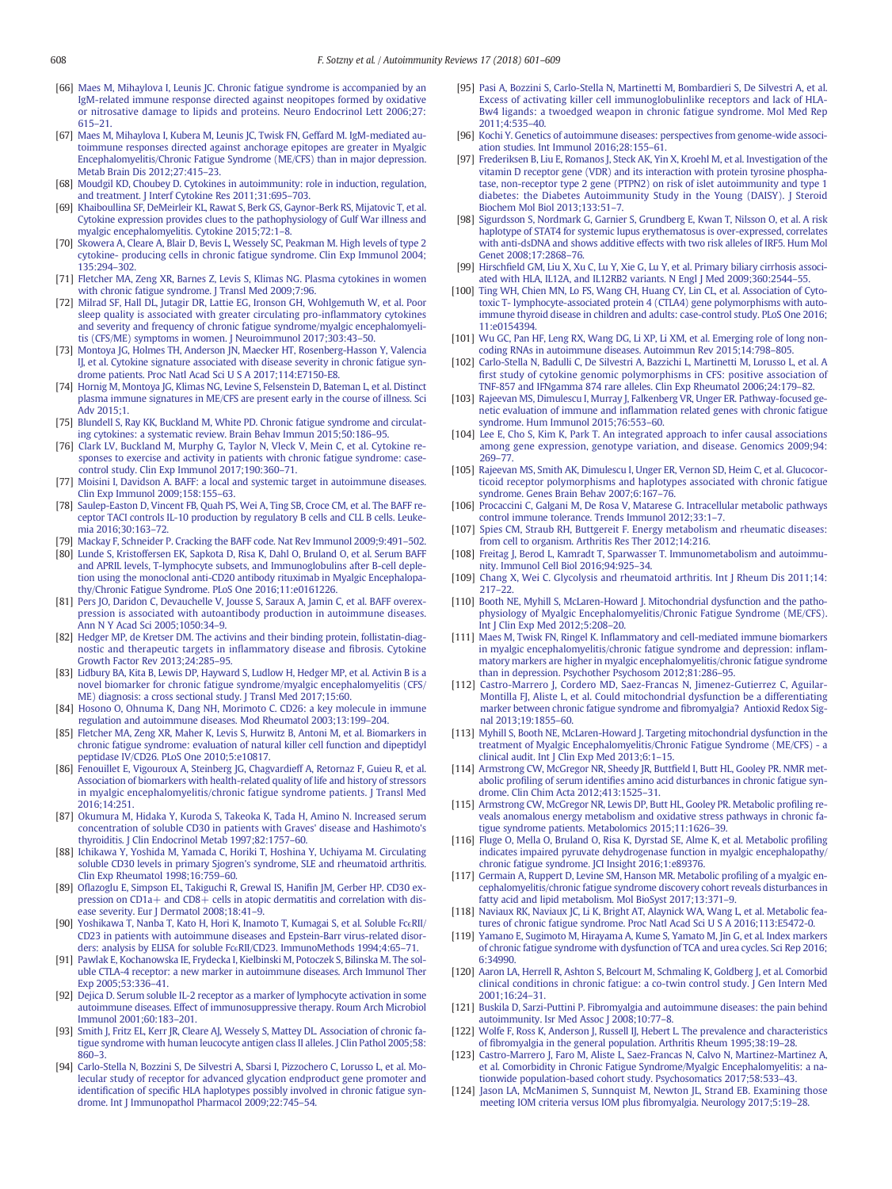[66] Maes M, Mihaylova I, Leunis JC. Chronic fatigue syndrome is accompanied by an IgM-related immune response directed against neopitopes formed by oxidative or nitrosative damage to lipids and proteins. Neuro Endocrinol Lett 2006;27:615–21.

[67] Maes M, Mihaylova I, Kubera M, Leunis JC, Twisk FN, Geffard M. IgM-mediated autoimmune responses directed against anchorage epitopes are greater in Myalgic Encephalomyelitis/Chronic Fatigue Syndrome (ME/CFS) than in major depression. Metab Brain Dis 2012;27:415–23.

[68] Moudgil KD, Choubey D. Cytokines in autoimmunity: role in induction, regulation, and treatment. J Interf Cytokine Res 2011;31:695–703.

[69] Khaiboullina SF, DeMeirleir KL, Rawat S, Berk GS, Gaynor-Berk RS, Mijatovic T, et al. Cytokine expression provides clues to the pathophysiology of Gulf War illness and myalgic encephalomyelitis. Cytokine 2015;72:1–8.

[70] Skowera A, Cleare A, Blair D, Bevis L, Wessely SC, Peakman M. High levels of type 2 cytokine- producing cells in chronic fatigue syndrome. Clin Exp Immunol 2004;135:294–302.

[71] Fletcher MA, Zeng XR, Barnes Z, Levis S, Klimas NG. Plasma cytokines in women with chronic fatigue syndrome. J Transl Med 2009;7:96.

[72] Milrad SF, Hall DL, Jutagir DR, Lattie EG, Ironson GH, Wohlgemuth W, et al. Poor sleep quality is associated with greater circulating pro-inflammatory cytokines and severity and frequency of chronic fatigue syndrome/myalgic encephalomyelitis (CFS/ME) symptoms in women. J Neuroimmunol 2017;303:43–50.

[73] Montoya JG, Holmes TH, Anderson JN, Maecker HT, Rosenberg-Hasson Y, Valencia IJ, et al. Cytokine signature associated with disease severity in chronic fatigue syndrome patients. Proc Natl Acad Sci U S A 2017;114:E7150-E8.

[74] Hornig M, Montoya JG, Klimas NG, Levine S, Felsenstein D, Bateman L, et al. Distinct plasma immune signatures in ME/CFS are present early in the course of illness. Sci Adv 2015;1.

[75] Blundell S, Ray KK, Buckland M, White PD. Chronic fatigue syndrome and circulating cytokines: a systematic review. Brain Behav Immun 2015;50:186–95.

[76] Clark LV, Buckland M, Murphy G, Taylor N, Vleck V, Mein C, et al. Cytokine responses to exercise and activity in patients with chronic fatigue syndrome: case-control study. Clin Exp Immunol 2017;190:360–71.

[77] Moisini I, Davidson A. BAFF: a local and systemic target in autoimmune diseases. Clin Exp Immunol 2009;158:155–63.

[78] Saulep-Easton D, Vincent FB, Quah PS, Wei A, Ting SB, Croce CM, et al. The BAFF receptor TACI controls IL-10 production by regulatory B cells and CLL B cells. Leukemia 2016;30:163–72.

[79] Mackay F, Schneider P. Cracking the BAFF code. Nat Rev Immunol 2009;9:491–502.

[80] Lunde S, Kristoffersen EK, Sapkota D, Risa K, Dahl O, Bruland O, et al. Serum BAFF and APRIL levels, T-lymphocyte subsets, and Immunoglobulins after B-cell depletion using the monoclonal anti-CD20 antibody rituximab in Myalgic Encephalopathy/Chronic Fatigue Syndrome. PLoS One 2016;11:e0161226.

[81] Pers JO, Daridon C, Devauchelle V, Jousse S, Saraux A, Jamin C, et al. BAFF overexpression is associated with autoantibody production in autoimmune diseases. Ann N Y Acad Sci 2005;1050:34–9.

[82] Hedger MP, de Kretser DM. The activins and their binding protein, follistatin-diagnostic and therapeutic targets in inflammatory disease and fibrosis. Cytokine Growth Factor Rev 2013;24:285–95.

[83] Lidbury BA, Kita B, Lewis DP, Hayward S, Ludlow H, Hedger MP, et al. Activin B is a novel biomarker for chronic fatigue syndrome/myalgic encephalomyelitis (CFS/ME) diagnosis: a cross sectional study. J Transl Med 2017;15:60.

[84] Hosono O, Ohnuma K, Dang NH, Morimoto C. CD26: a key molecule in immune regulation and autoimmune diseases. Mod Rheumatol 2003;13:199–204.

[85] Fletcher MA, Zeng XR, Maher K, Levis S, Hurwitz B, Antoni M, et al. Biomarkers in chronic fatigue syndrome: evaluation of natural killer cell function and dipeptidyl peptidase IV/CD26. PLoS One 2010;5:e10817.

[86] Fenouillet E, Vigouroux A, Steinberg JG, Chagvardieff A, Retornaz F, Guieu R, et al. Association of biomarkers with health-related quality of life and history of stressors in myalgic encephalomyelitis/chronic fatigue syndrome patients. J Transl Med 2016;14:251.

[87] Okumura M, Hidaka Y, Kuroda S, Takeoka K, Tada H, Amino N. Increased serum concentration of soluble CD30 in patients with Graves' disease and Hashimoto's thyroiditis. J Clin Endocrinol Metab 1997;82:1757–60.

[88] Ichikawa Y, Yoshida M, Yamada C, Horiki T, Hoshina Y, Uchiyama M. Circulating soluble CD30 levels in primary Sjogren's syndrome, SLE and rheumatoid arthritis. Clin Exp Rheumatol 1998;16:759–60.

[89] Oflazoglu E, Simpson EL, Takiguchi R, Grewal IS, Hanifin JM, Gerber HP. CD30 expression on CD1a+ and CD8+ cells in atopic dermatitis and correlation with disease severity. Eur J Dermatol 2008;18:41–9.

[90] Yoshikawa T, Nanba T, Kato H, Hori K, Inamoto T, Kumagai S, et al. Soluble FcεRII/CD23 in patients with autoimmune diseases and Epstein-Barr virus-related disorders: analysis by ELISA for soluble FcεRII/CD23. ImmunoMethods 1994;4:65–71.

[91] Pawlak E, Kochanowska IE, Frydecka I, Kielbinski M, Potoczek S, Bilinska M. The soluble CTLA-4 receptor: a new marker in autoimmune diseases. Arch Immunol Ther Exp 2005;53:336–41.

[92] Dejica D. Serum soluble IL-2 receptor as a marker of lymphocyte activation in some autoimmune diseases. Effect of immunosuppressive therapy. Roum Arch Microbiol Immunol 2001;60:183–201.

[93] Smith J, Fritz EL, Kerr JR, Cleare AJ, Wessely S, Mattey DL. Association of chronic fatigue syndrome with human leucocyte antigen class II alleles. J Clin Pathol 2005;58:860–3.

[94] Carlo-Stella N, Bozzini S, De Silvestri A, Sbarsi I, Pizzochero C, Lorusso L, et al. Molecular study of receptor for advanced glycation endproduct gene promoter and identification of specific HLA haplotypes possibly involved in chronic fatigue syndrome. Int J Immunopathol Pharmacol 2009;22:745–54.

[95] Pasi A, Bozzini S, Carlo-Stella N, Martinetti M, Bombardieri S, De Silvestri A, et al. Excess of activating killer cell immunoglobulinlike receptors and lack of HLA-Bw4 ligands: a twoedged weapon in chronic fatigue syndrome. Mol Med Rep 2011;4:535–40.

[96] Kochi Y. Genetics of autoimmune diseases: perspectives from genome-wide association studies. Int Immunol 2016;28:155–61.

[97] Frederiksen B, Liu E, Romanos J, Steck AK, Yin X, Kroehl M, et al. Investigation of the vitamin D receptor gene (VDR) and its interaction with protein tyrosine phosphatase, non-receptor type 2 gene (PTPN2) on risk of islet autoimmunity and type 1 diabetes: the Diabetes Autoimmunity Study in the Young (DAISY). J Steroid Biochem Mol Biol 2013;133:51–7.

[98] Sigurdsson S, Nordmark G, Garnier S, Grundberg E, Kwan T, Nilsson O, et al. A risk haplotype of STAT4 for systemic lupus erythematosus is over-expressed, correlates with anti-dsDNA and shows additive effects with two risk alleles of IRF5. Hum Mol Genet 2008;17:2868–76.

[99] Hirschfield GM, Liu X, Xu C, Lu Y, Xie G, Lu Y, et al. Primary biliary cirrhosis associated with HLA, IL12A, and IL12RB2 variants. N Engl J Med 2009;360:2544–55.

[100] Ting WH, Chien MN, Lo FS, Wang CH, Huang CY, Lin CL, et al. Association of Cytotoxic T- lymphocyte-associated protein 4 (CTLA4) gene polymorphisms with autoimmune thyroid disease in children and adults: case-control study. PLoS One 2016;11:e0154394.

[101] Wu GC, Pan HF, Leng RX, Wang DG, Li XP, Li XM, et al. Emerging role of long noncoding RNAs in autoimmune diseases. Autoimmun Rev 2015;14:798–805.

[102] Carlo-Stella N, Badulli C, De Silvestri A, Bazzichi L, Martinetti M, Lorusso L, et al. A first study of cytokine genomic polymorphisms in CFS: positive association of TNF-857 and IFNgamma 874 rare alleles. Clin Exp Rheumatol 2006;24:179–82.

[103] Rajeevan MS, Dimulescu I, Murray J, Falkenberg VR, Unger ER. Pathway-focused genetic evaluation of immune and inflammation related genes with chronic fatigue syndrome. Hum Immunol 2015;76:553–60.

[104] Lee E, Cho S, Kim K, Park T. An integrated approach to infer causal associations among gene expression, genotype variation, and disease. Genomics 2009;94:269–77.

[105] Rajeevan MS, Smith AK, Dimulescu I, Unger ER, Vernon SD, Heim C, et al. Glucocorticoid receptor polymorphisms and haplotypes associated with chronic fatigue syndrome. Genes Brain Behav 2007;6:167–76.

[106] Procaccini C, Galgani M, De Rosa V, Matarese G. Intracellular metabolic pathways control immune tolerance. Trends Immunol 2012;33:1–7.

[107] Spies CM, Straub RH, Buttgereit F. Energy metabolism and rheumatic diseases: from cell to organism. Arthritis Res Ther 2012;14:216.

[108] Freitag J, Berod L, Kamradt T, Sparwasser T. Immunometabolism and autoimmunity. Immunol Cell Biol 2016;94:925–34.

[109] Chang X, Wei C. Glycolysis and rheumatoid arthritis. Int J Rheum Dis 2011;14:217–22.

[110] Booth NE, Myhill S, McLaren-Howard J. Mitochondrial dysfunction and the pathophysiology of Myalgic Encephalomyelitis/Chronic Fatigue Syndrome (ME/CFS). Int J Clin Exp Med 2012;5:208–20.

[111] Maes M, Twisk FN, Ringel K. Inflammatory and cell-mediated immune biomarkers in myalgic encephalomyelitis/chronic fatigue syndrome and depression: inflammatory markers are higher in myalgic encephalomyelitis/chronic fatigue syndrome than in depression. Psychother Psychosom 2012;81:286–95.

[112] Castro-Marrero J, Cordero MD, Saez-Francas N, Jimenez-Gutierrez C, Aguilar-Montilla FJ, Aliste L, et al. Could mitochondrial dysfunction be a differentiating marker between chronic fatigue syndrome and fibromyalgia? Antioxid Redox Signal 2013;19:1855–60.

[113] Myhill S, Booth NE, McLaren-Howard J. Targeting mitochondrial dysfunction in the treatment of Myalgic Encephalomyelitis/Chronic Fatigue Syndrome (ME/CFS) - a clinical audit. Int J Clin Exp Med 2013;6:1–15.

[114] Armstrong CW, McGregor NR, Sheedy JR, Buttfield I, Butt HL, Gooley PR. NMR metabolic profiling of serum identifies amino acid disturbances in chronic fatigue syndrome. Clin Chim Acta 2012;413:1525–31.

[115] Armstrong CW, McGregor NR, Lewis DP, Butt HL, Gooley PR. Metabolic profiling reveals anomalous energy metabolism and oxidative stress pathways in chronic fatigue syndrome patients. Metabolomics 2015;11:1626–39.

[116] Fluge O, Mella O, Bruland O, Risa K, Dyrstad SE, Alme K, et al. Metabolic profiling indicates impaired pyruvate dehydrogenase function in myalgic encephalopathy/chronic fatigue syndrome. JCI Insight 2016;1:e89376.

[117] Germain A, Ruppert D, Levine SM, Hanson MR. Metabolic profiling of a myalgic encephalomyelitis/chronic fatigue syndrome discovery cohort reveals disturbances in fatty acid and lipid metabolism. Mol BioSyst 2017;13:371–9.

[118] Naviaux RK, Naviaux JC, Li K, Bright AT, Alaynick WA, Wang L, et al. Metabolic features of chronic fatigue syndrome. Proc Natl Acad Sci U S A 2016;113:E5472-0.

[119] Yamano E, Sugimoto M, Hirayama A, Kume S, Yamato M, Jin G, et al. Index markers of chronic fatigue syndrome with dysfunction of TCA and urea cycles. Sci Rep 2016;6:34990.

[120] Aaron LA, Herrell R, Ashton S, Belcourt M, Schmaling K, Goldberg J, et al. Comorbid clinical conditions in chronic fatigue: a co-twin control study. J Gen Intern Med 2001;16:24–31.

[121] Buskila D, Sarzi-Puttini P. Fibromyalgia and autoimmune diseases: the pain behind autoimmunity. Isr Med Assoc J 2008;10:77–8.

[122] Wolfe F, Ross K, Anderson J, Russell IJ, Hebert L. The prevalence and characteristics of fibromyalgia in the general population. Arthritis Rheum 1995;38:19–28.

[123] Castro-Marrero J, Faro M, Aliste L, Saez-Francas N, Calvo N, Martinez-Martinez A, et al. Comorbidity in Chronic Fatigue Syndrome/Myalgic Encephalomyelitis: a nationwide population-based cohort study. Psychosomatics 2017;58:533–43.

[124] Jason LA, McManimen S, Sunnquist M, Newton JL, Strand EB. Examining those meeting IOM criteria versus IOM plus fibromyalgia. Neurology 2017;5:19–28.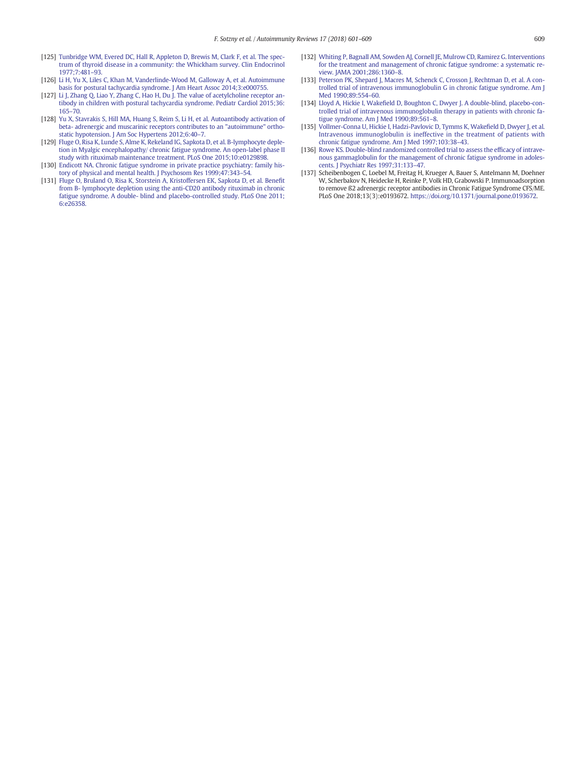[125] Tunbridge WM, Evered DC, Hall R, Appleton D, Brewis M, Clark F, et al. The spectrum of thyroid disease in a community: the Whickham survey. Clin Endocrinol 1977;7:481–93.

[126] Li H, Yu X, Liles C, Khan M, Vanderlinde-Wood M, Galloway A, et al. Autoimmune basis for postural tachycardia syndrome. J Am Heart Assoc 2014;3:e000755.

[127] Li J, Zhang Q, Liao Y, Zhang C, Hao H, Du J. The value of acetylcholine receptor antibody in children with postural tachycardia syndrome. Pediatr Cardiol 2015;36:165–70.

[128] Yu X, Stavrakis S, Hill MA, Huang S, Reim S, Li H, et al. Autoantibody activation of beta- adrenergic and muscarinic receptors contributes to an "autoimmune" orthostatic hypotension. J Am Soc Hypertens 2012;6:40–7.

[129] Fluge O, Risa K, Lunde S, Alme K, Rekeland IG, Sapkota D, et al. B-lymphocyte depletion in Myalgic encephalopathy/ chronic fatigue syndrome. An open-label phase II study with rituximab maintenance treatment. PLoS One 2015;10:e0129898.

[130] Endicott NA. Chronic fatigue syndrome in private practice psychiatry: family history of physical and mental health. J Psychosom Res 1999;47:343–54.

[131] Fluge O, Bruland O, Risa K, Storstein A, Kristoffersen EK, Sapkota D, et al. Benefit from B- lymphocyte depletion using the anti-CD20 antibody rituximab in chronic fatigue syndrome. A double- blind and placebo-controlled study. PLoS One 2011;6:e26358.

[132] Whiting P, Bagnall AM, Sowden AJ, Cornell JE, Mulrow CD, Ramirez G. Interventions for the treatment and management of chronic fatigue syndrome: a systematic review. JAMA 2001;286:1360–8.

[133] Peterson PK, Shepard J, Macres M, Schenck C, Crosson J, Rechtman D, et al. A controlled trial of intravenous immunoglobulin G in chronic fatigue syndrome. Am J Med 1990;89:554–60.

[134] Lloyd A, Hickie I, Wakefield D, Boughton C, Dwyer J. A double-blind, placebo-controlled trial of intravenous immunoglobulin therapy in patients with chronic fatigue syndrome. Am J Med 1990;89:561–8.

[135] Vollmer-Conna U, Hickie I, Hadzi-Pavlovic D, Tymms K, Wakefield D, Dwyer J, et al. Intravenous immunoglobulin is ineffective in the treatment of patients with chronic fatigue syndrome. Am J Med 1997;103:38–43.

[136] Rowe KS. Double-blind randomized controlled trial to assess the efficacy of intravenous gammaglobulin for the management of chronic fatigue syndrome in adolescents. J Psychiatr Res 1997;31:133–47.

[137] Scheibenbogen C, Loebel M, Freitag H, Krueger A, Bauer S, Antelmann M, Doehner W, Scherbakov N, Heidecke H, Reinke P, Volk HD, Grabowski P. Immunoadsorption to remove ß2 adrenergic receptor antibodies in Chronic Fatigue Syndrome CFS/ME. PLoS One 2018;13(3):e0193672. https://doi.org/10.1371/journal.pone.0193672.